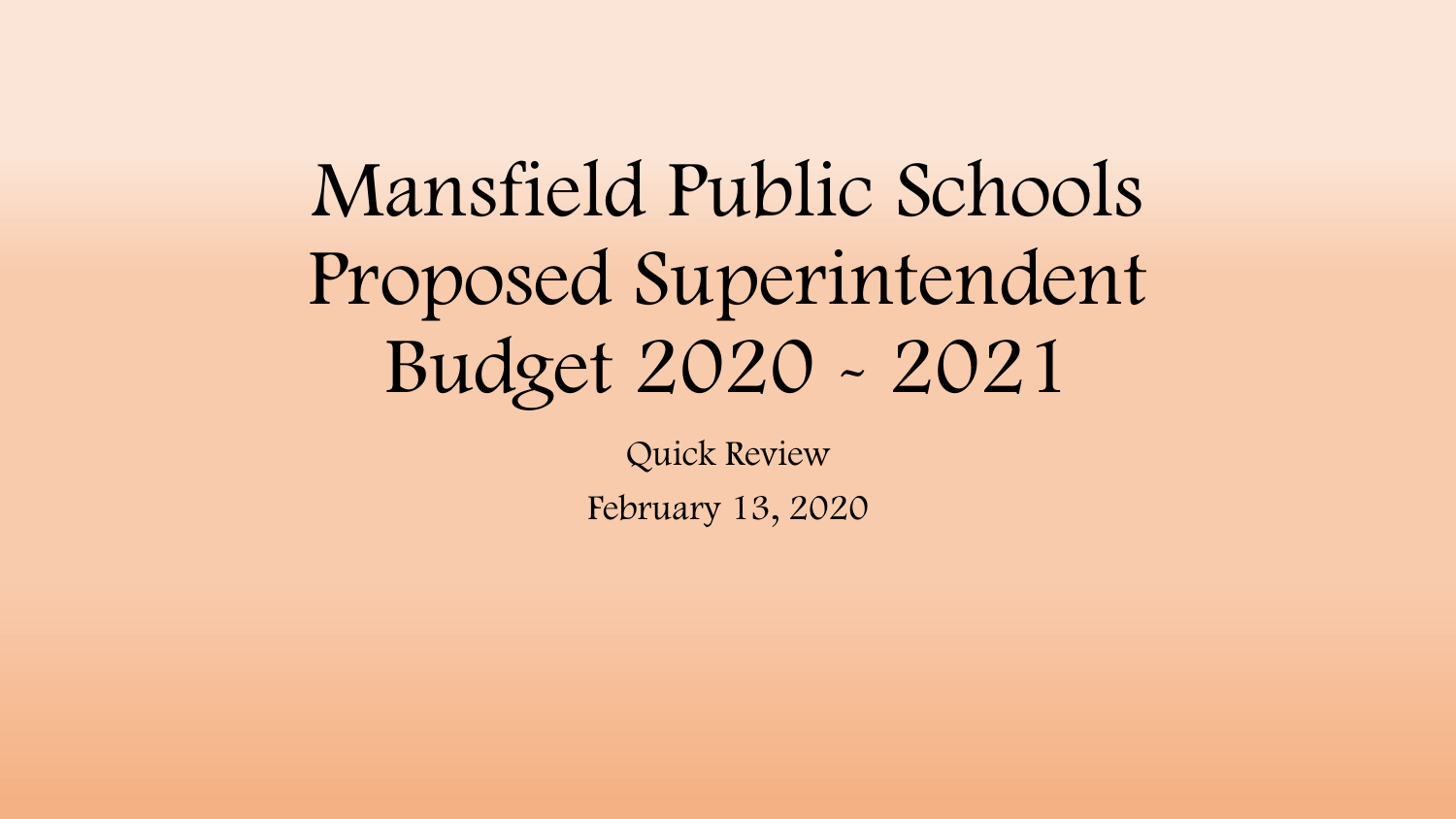# Mansfield Public Schools Proposed Superintendent Budget 2020 ~ 2021

Quick Review

February 13, 2020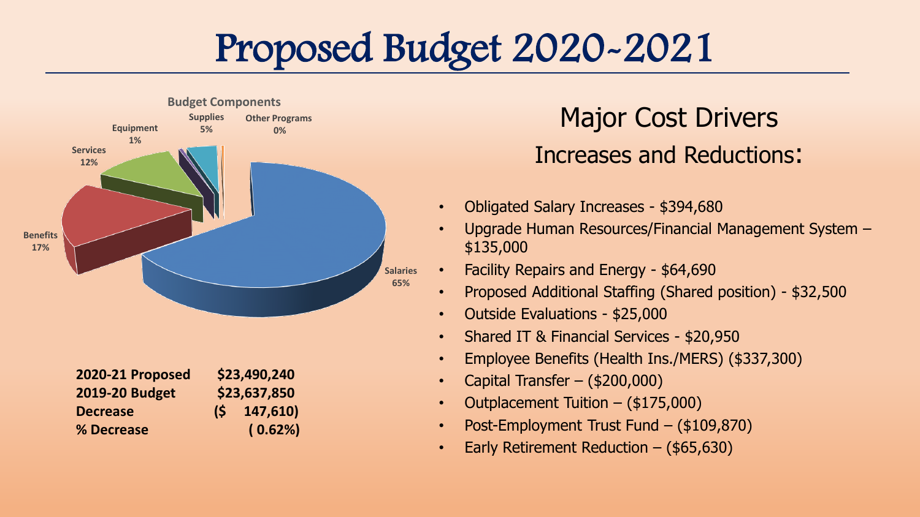# Proposed Budget 2020-2021

**Budget Components**

- Salaries 65%
- Benefits 17%
- Services 12%
- Equipment 1%
- Supplies 5%
- Other Programs 0%

| | |
|---|---|
| **2020-21 Proposed** | **$23,490,240** |
| **2019-20 Budget** | **$23,637,850** |
| **Decrease** | **($ 147,610)** |
| **% Decrease** | **( 0.62%)** |

## Major Cost Drivers

### Increases and Reductions:

- Obligated Salary Increases - $394,680
- Upgrade Human Resources/Financial Management System – $135,000
- Facility Repairs and Energy - $64,690
- Proposed Additional Staffing (Shared position) - $32,500
- Outside Evaluations - $25,000
- Shared IT & Financial Services - $20,950
- Employee Benefits (Health Ins./MERS) ($337,300)
- Capital Transfer – ($200,000)
- Outplacement Tuition – ($175,000)
- Post-Employment Trust Fund – ($109,870)
- Early Retirement Reduction – ($65,630)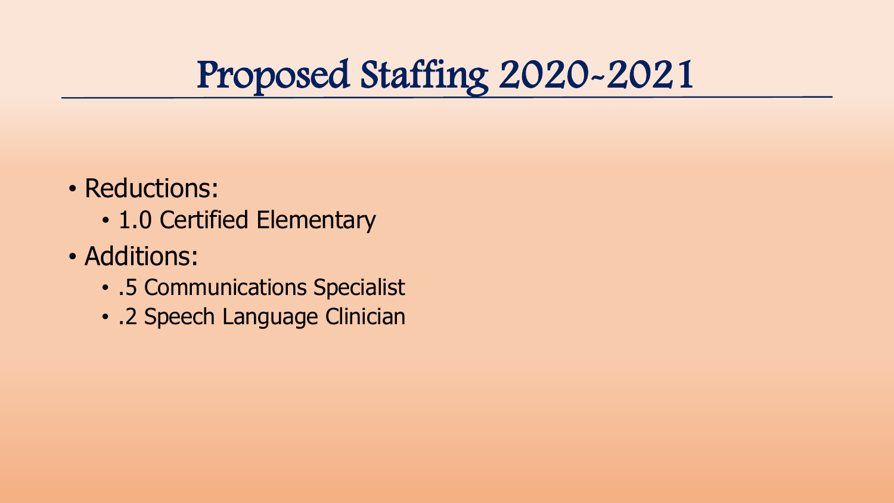# Proposed Staffing 2020-2021

- Reductions:
  - 1.0 Certified Elementary
- Additions:
  - .5 Communications Specialist
  - .2 Speech Language Clinician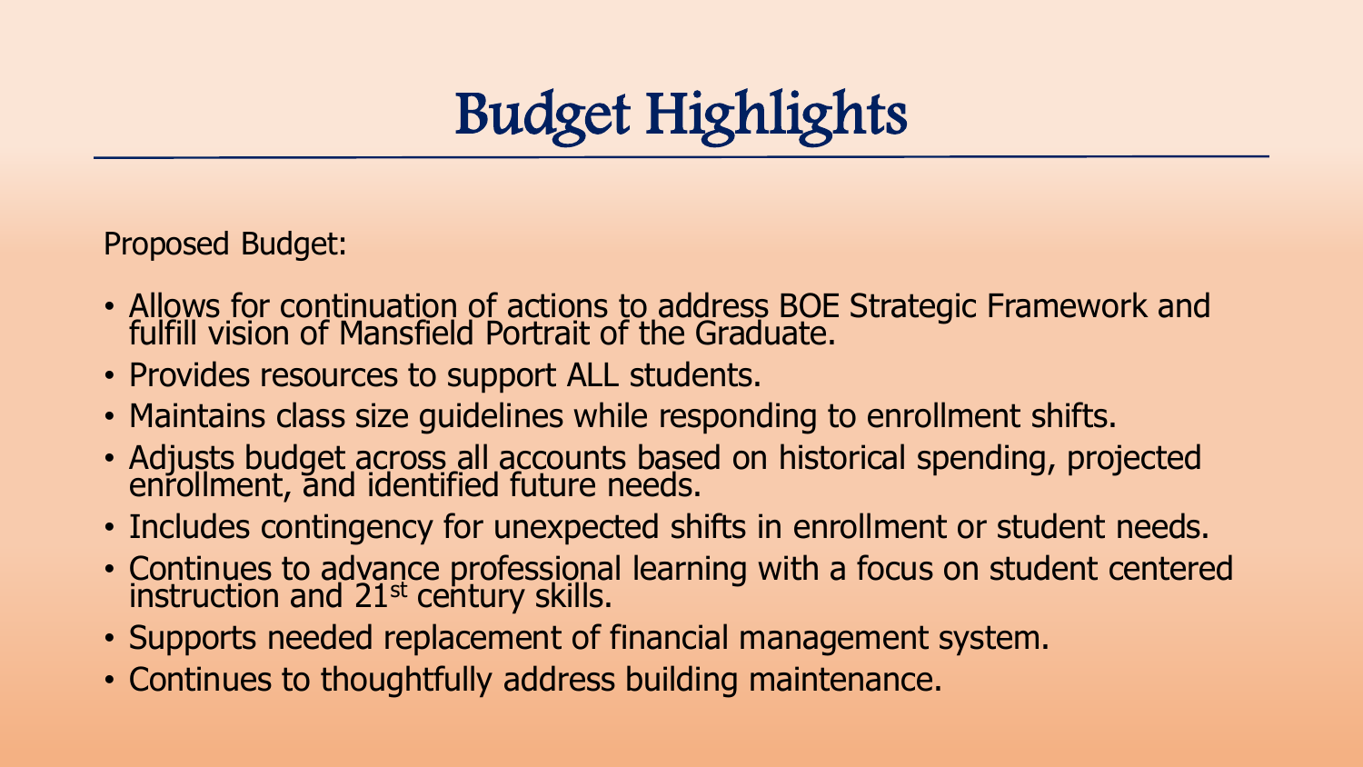# Budget Highlights

Proposed Budget:

- Allows for continuation of actions to address BOE Strategic Framework and fulfill vision of Mansfield Portrait of the Graduate.
- Provides resources to support ALL students.
- Maintains class size guidelines while responding to enrollment shifts.
- Adjusts budget across all accounts based on historical spending, projected enrollment, and identified future needs.
- Includes contingency for unexpected shifts in enrollment or student needs.
- Continues to advance professional learning with a focus on student centered instruction and 21st century skills.
- Supports needed replacement of financial management system.
- Continues to thoughtfully address building maintenance.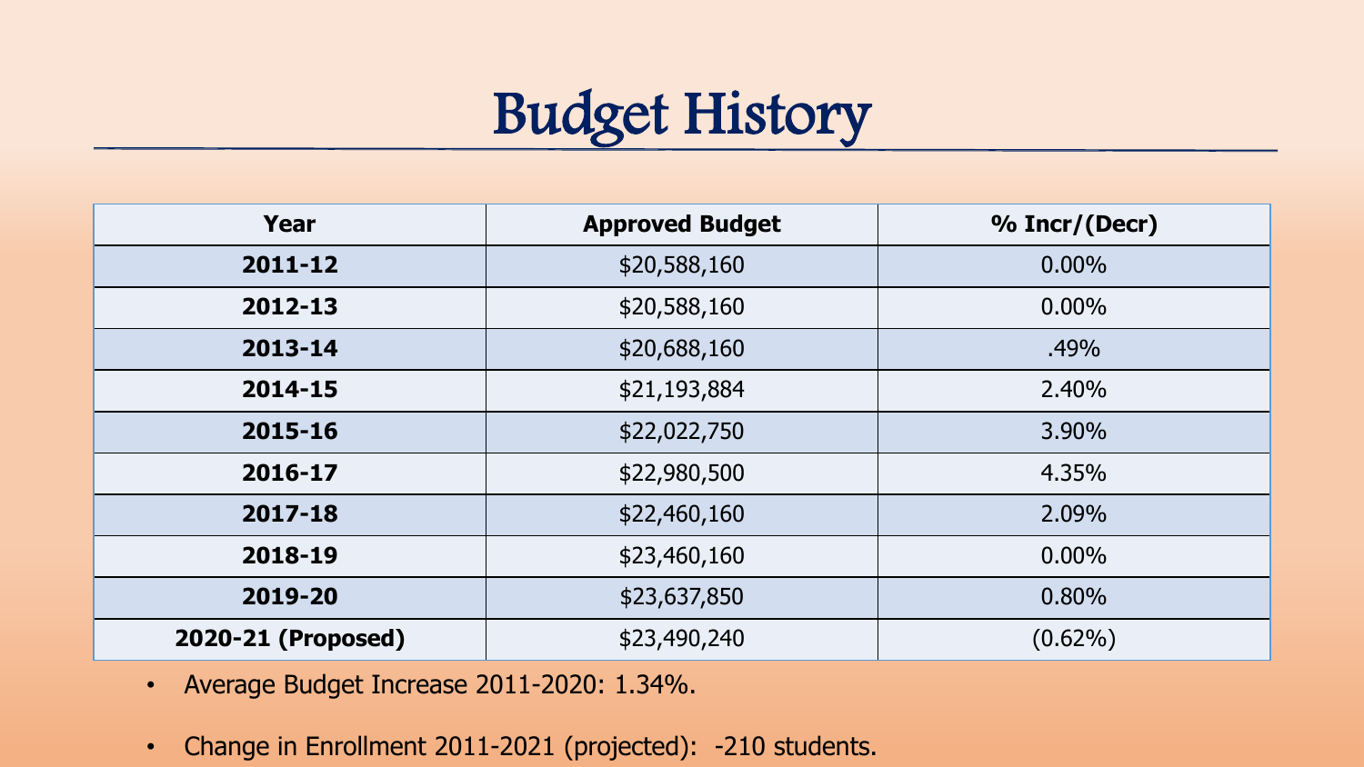# Budget History

| Year | Approved Budget | % Incr/(Decr) |
|---|---|---|
| **2011-12** | $20,588,160 | 0.00% |
| **2012-13** | $20,588,160 | 0.00% |
| **2013-14** | $20,688,160 | .49% |
| **2014-15** | $21,193,884 | 2.40% |
| **2015-16** | $22,022,750 | 3.90% |
| **2016-17** | $22,980,500 | 4.35% |
| **2017-18** | $22,460,160 | 2.09% |
| **2018-19** | $23,460,160 | 0.00% |
| **2019-20** | $23,637,850 | 0.80% |
| **2020-21 (Proposed)** | $23,490,240 | (0.62%) |

- Average Budget Increase 2011-2020: 1.34%.
- Change in Enrollment 2011-2021 (projected): -210 students.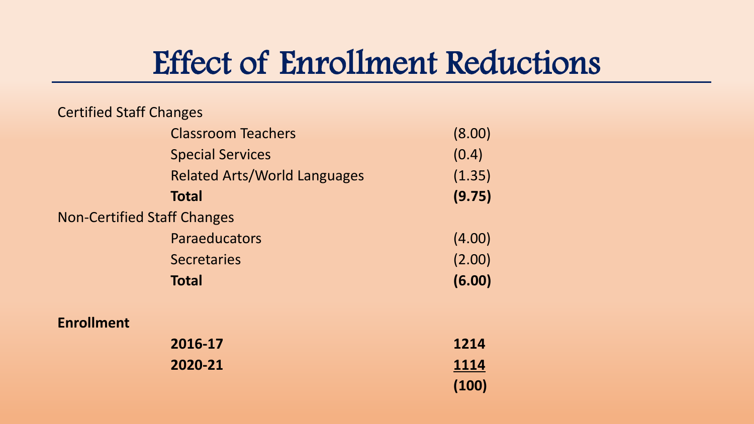# Effect of Enrollment Reductions

| | | |
|---|---|---|
| Certified Staff Changes | | |
| | Classroom Teachers | (8.00) |
| | Special Services | (0.4) |
| | Related Arts/World Languages | (1.35) |
| | **Total** | **(9.75)** |
| Non-Certified Staff Changes | | |
| | Paraeducators | (4.00) |
| | Secretaries | (2.00) |
| | **Total** | **(6.00)** |
| **Enrollment** | | |
| | **2016-17** | **1214** |
| | **2020-21** | **1114** |
| | | **(100)** |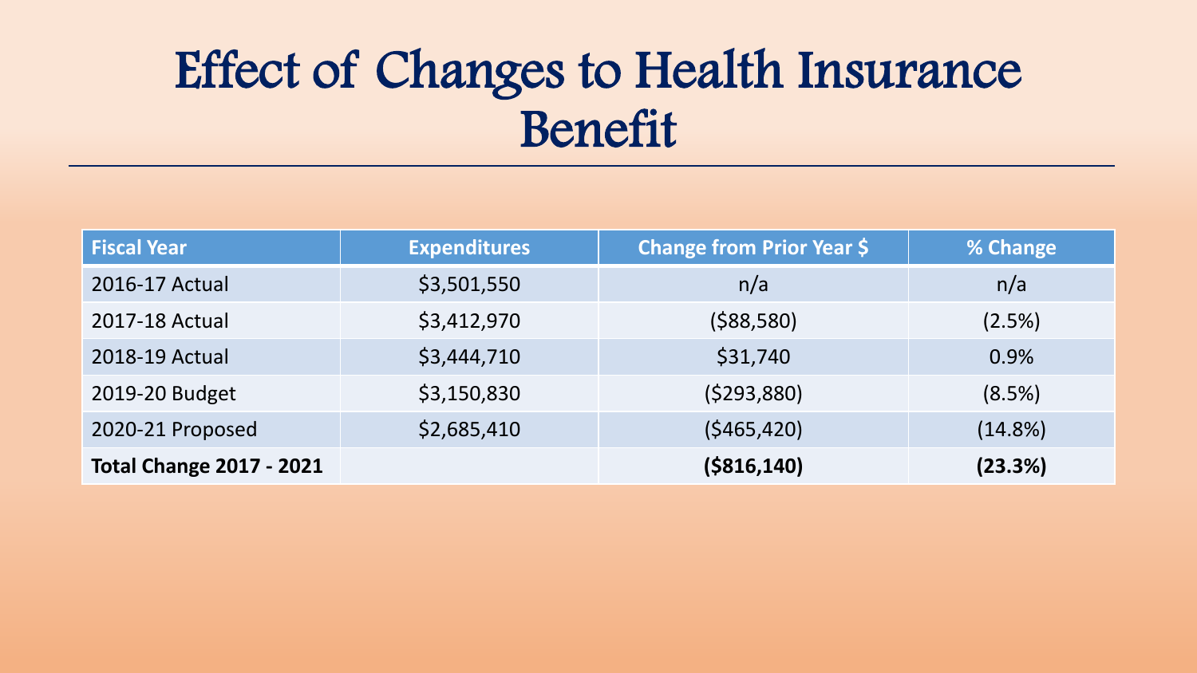# Effect of Changes to Health Insurance Benefit

| Fiscal Year | Expenditures | Change from Prior Year $ | % Change |
|---|---|---|---|
| 2016-17 Actual | $3,501,550 | n/a | n/a |
| 2017-18 Actual | $3,412,970 | ($88,580) | (2.5%) |
| 2018-19 Actual | $3,444,710 | $31,740 | 0.9% |
| 2019-20 Budget | $3,150,830 | ($293,880) | (8.5%) |
| 2020-21 Proposed | $2,685,410 | ($465,420) | (14.8%) |
| **Total Change 2017 - 2021** | | **($816,140)** | **(23.3%)** |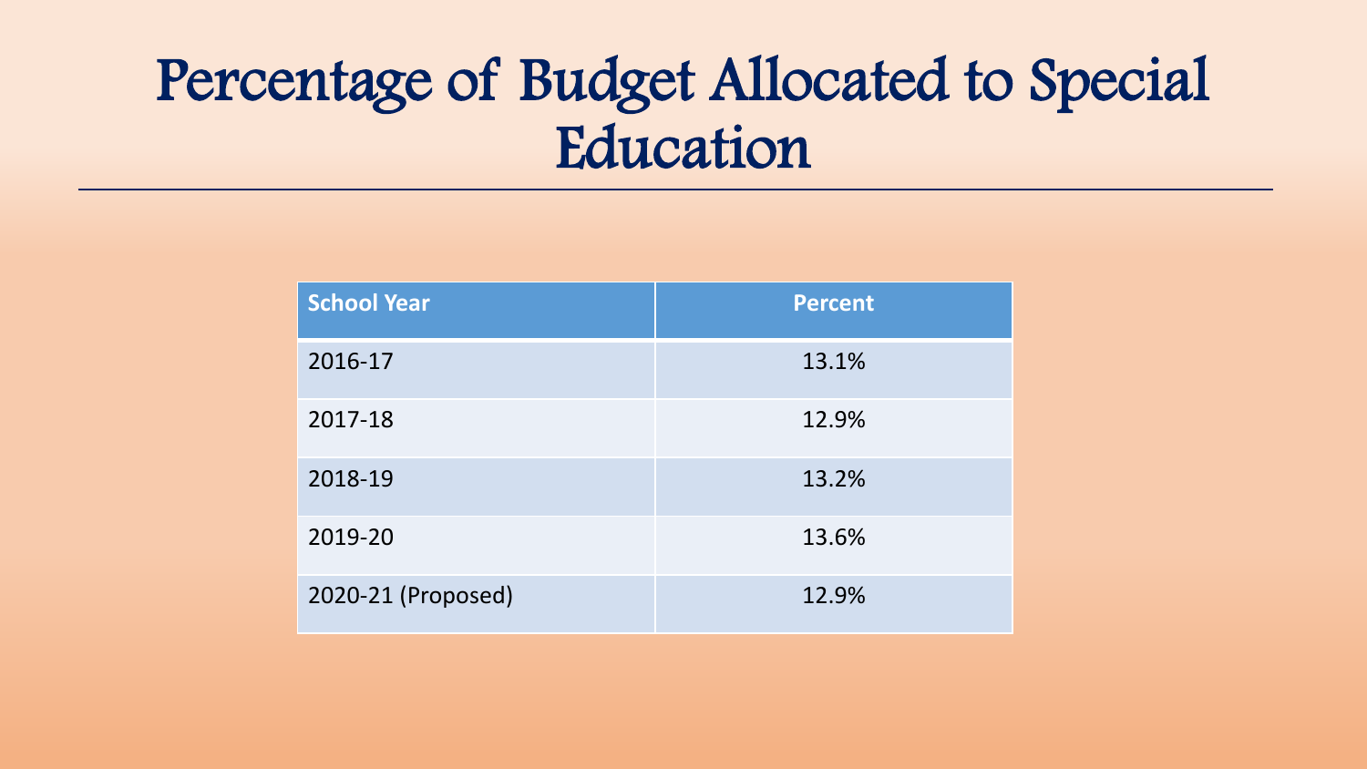# Percentage of Budget Allocated to Special Education

| School Year | Percent |
|---|---|
| 2016-17 | 13.1% |
| 2017-18 | 12.9% |
| 2018-19 | 13.2% |
| 2019-20 | 13.6% |
| 2020-21 (Proposed) | 12.9% |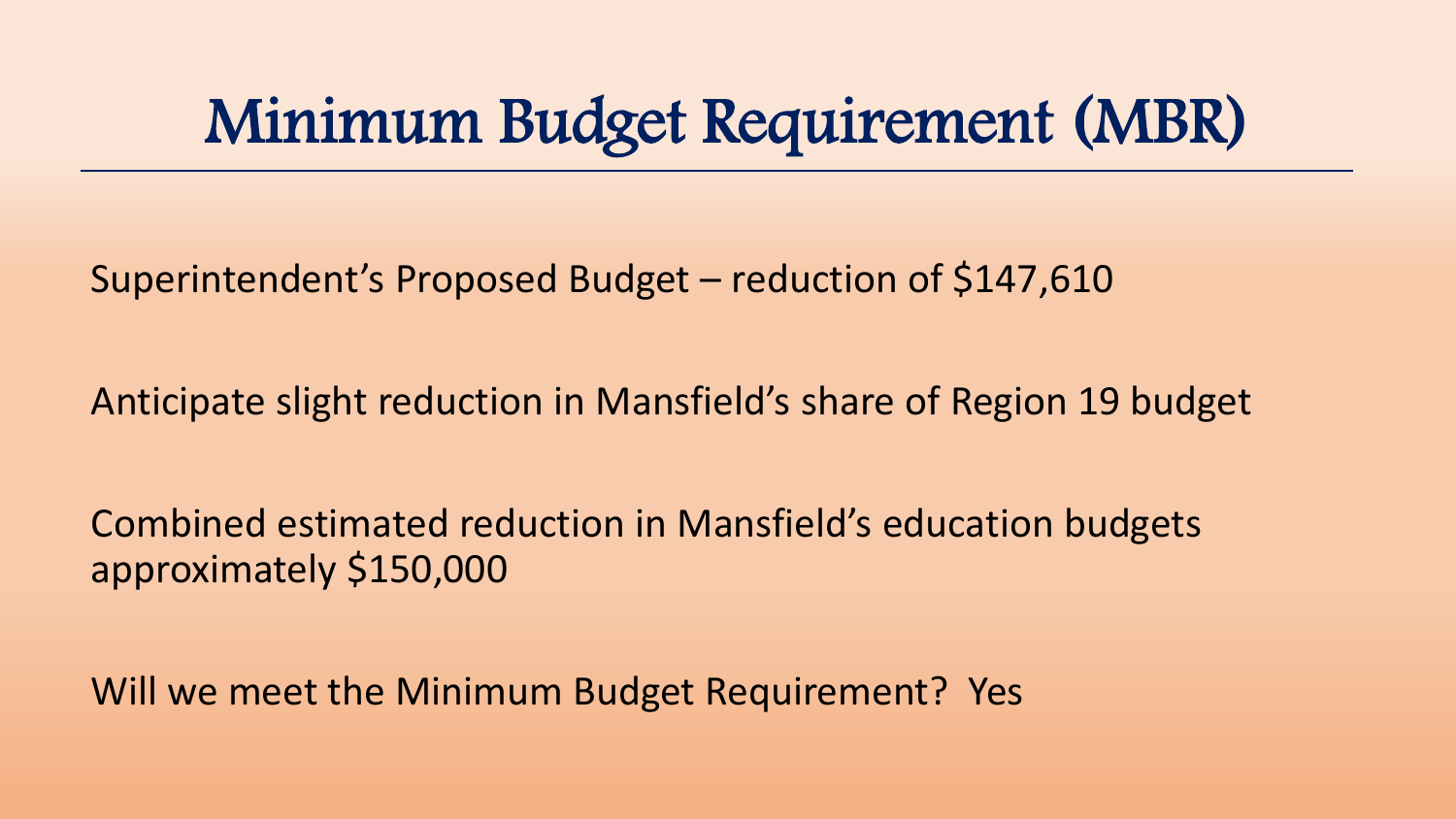# Minimum Budget Requirement (MBR)

Superintendent's Proposed Budget – reduction of $147,610

Anticipate slight reduction in Mansfield's share of Region 19 budget

Combined estimated reduction in Mansfield's education budgets approximately $150,000

Will we meet the Minimum Budget Requirement? Yes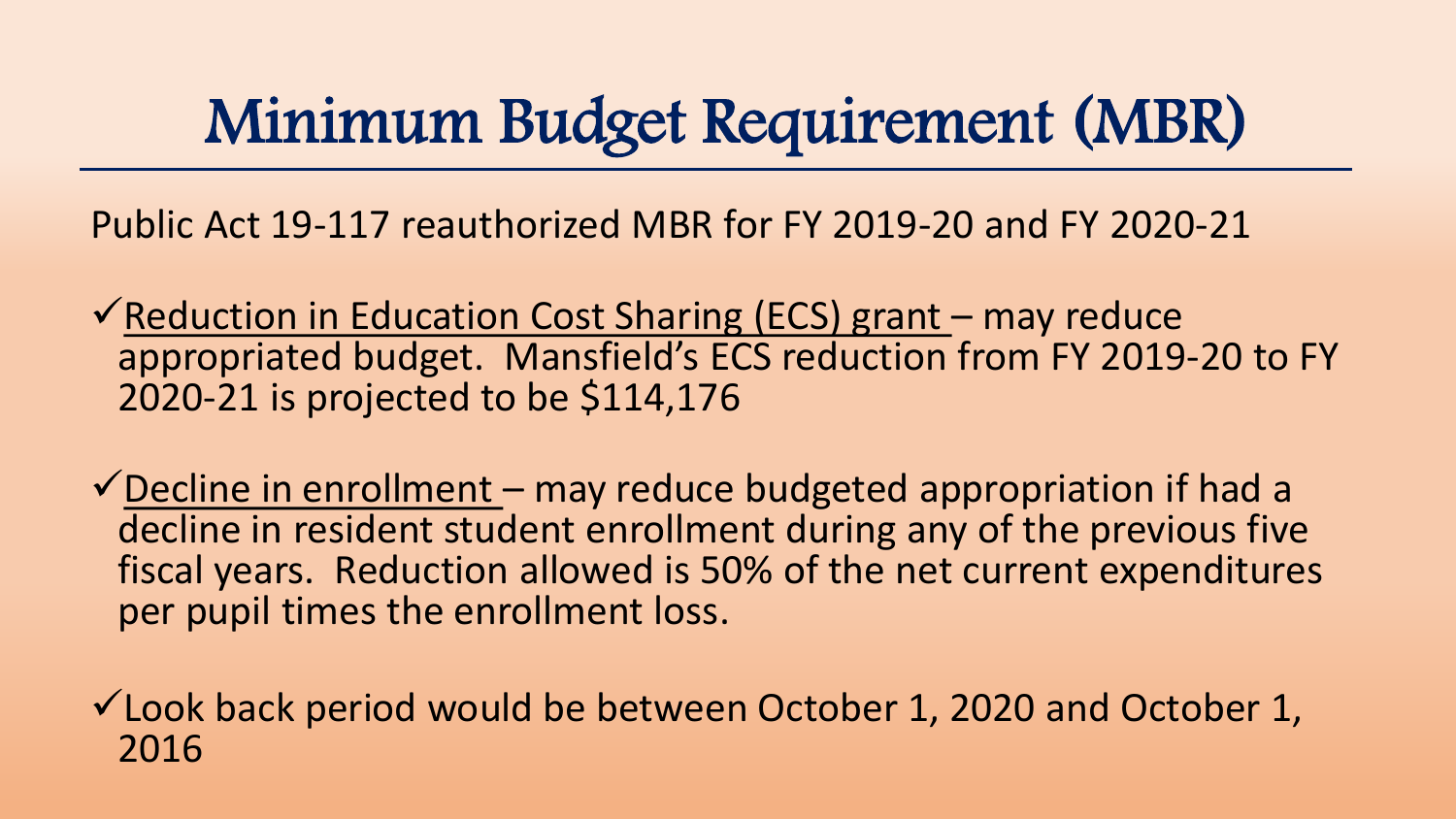# Minimum Budget Requirement (MBR)

Public Act 19-117 reauthorized MBR for FY 2019-20 and FY 2020-21

- ✓ Reduction in Education Cost Sharing (ECS) grant – may reduce appropriated budget. Mansfield's ECS reduction from FY 2019-20 to FY 2020-21 is projected to be $114,176
- ✓ Decline in enrollment – may reduce budgeted appropriation if had a decline in resident student enrollment during any of the previous five fiscal years. Reduction allowed is 50% of the net current expenditures per pupil times the enrollment loss.
- ✓ Look back period would be between October 1, 2020 and October 1, 2016